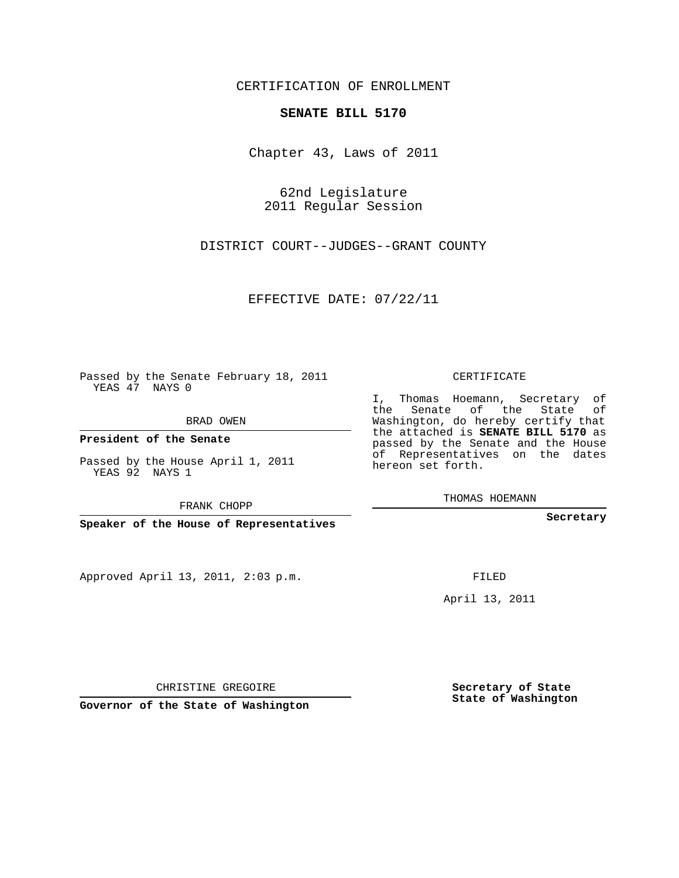CERTIFICATION OF ENROLLMENT

**SENATE BILL 5170**

Chapter 43, Laws of 2011

62nd Legislature
2011 Regular Session

DISTRICT COURT--JUDGES--GRANT COUNTY

EFFECTIVE DATE: 07/22/11

Passed by the Senate February 18, 2011
YEAS 47 NAYS 0

BRAD OWEN

**President of the Senate**

Passed by the House April 1, 2011
YEAS 92 NAYS 1

FRANK CHOPP

**Speaker of the House of Representatives**

Approved April 13, 2011, 2:03 p.m.

CHRISTINE GREGOIRE

**Governor of the State of Washington**

CERTIFICATE

I, Thomas Hoemann, Secretary of the Senate of the State of Washington, do hereby certify that the attached is **SENATE BILL 5170** as passed by the Senate and the House of Representatives on the dates hereon set forth.

THOMAS HOEMANN

**Secretary**

FILED

April 13, 2011

**Secretary of State**
**State of Washington**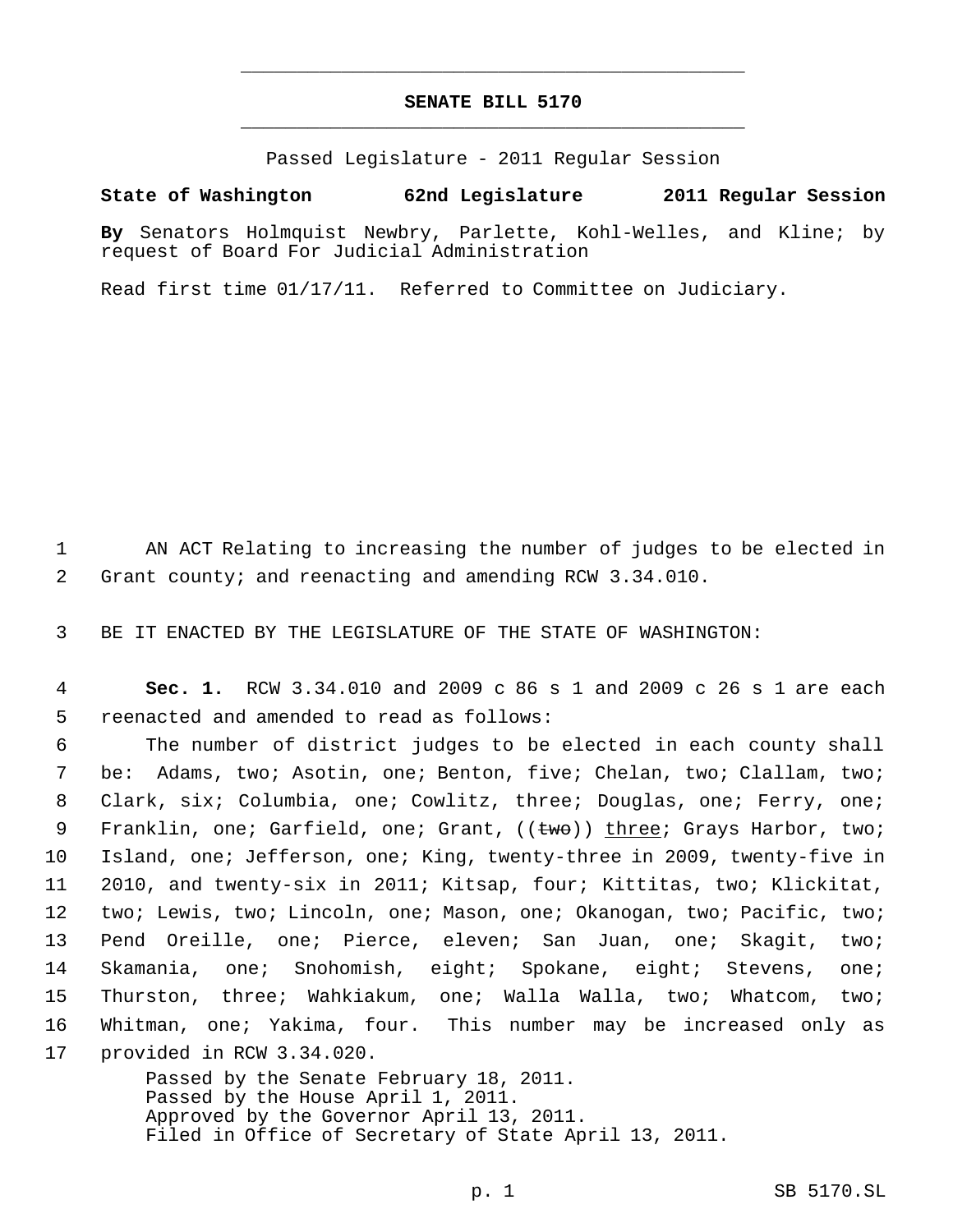# SENATE BILL 5170

Passed Legislature - 2011 Regular Session

**State of Washington 62nd Legislature 2011 Regular Session**

**By** Senators Holmquist Newbry, Parlette, Kohl-Welles, and Kline; by request of Board For Judicial Administration

Read first time 01/17/11. Referred to Committee on Judiciary.

1 AN ACT Relating to increasing the number of judges to be elected in
2 Grant county; and reenacting and amending RCW 3.34.010.

3 BE IT ENACTED BY THE LEGISLATURE OF THE STATE OF WASHINGTON:

4 **Sec. 1.** RCW 3.34.010 and 2009 c 86 s 1 and 2009 c 26 s 1 are each
5 reenacted and amended to read as follows:

6 The number of district judges to be elected in each county shall
7 be: Adams, two; Asotin, one; Benton, five; Chelan, two; Clallam, two;
8 Clark, six; Columbia, one; Cowlitz, three; Douglas, one; Ferry, one;
9 Franklin, one; Garfield, one; Grant, ((~~two~~)) <u>three</u>; Grays Harbor, two;
10 Island, one; Jefferson, one; King, twenty-three in 2009, twenty-five in
11 2010, and twenty-six in 2011; Kitsap, four; Kittitas, two; Klickitat,
12 two; Lewis, two; Lincoln, one; Mason, one; Okanogan, two; Pacific, two;
13 Pend Oreille, one; Pierce, eleven; San Juan, one; Skagit, two;
14 Skamania, one; Snohomish, eight; Spokane, eight; Stevens, one;
15 Thurston, three; Wahkiakum, one; Walla Walla, two; Whatcom, two;
16 Whitman, one; Yakima, four. This number may be increased only as
17 provided in RCW 3.34.020.

Passed by the Senate February 18, 2011.
Passed by the House April 1, 2011.
Approved by the Governor April 13, 2011.
Filed in Office of Secretary of State April 13, 2011.